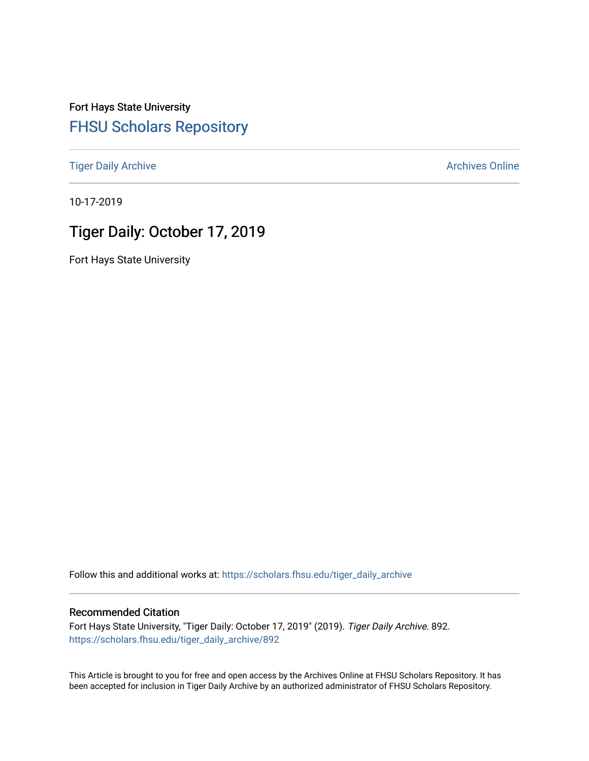Fort Hays State University

# FHSU Scholars Repository

Tiger Daily Archive

Archives Online

10-17-2019

## Tiger Daily: October 17, 2019

Fort Hays State University

Follow this and additional works at: https://scholars.fhsu.edu/tiger_daily_archive

### Recommended Citation

Fort Hays State University, "Tiger Daily: October 17, 2019" (2019). *Tiger Daily Archive*. 892.
https://scholars.fhsu.edu/tiger_daily_archive/892

This Article is brought to you for free and open access by the Archives Online at FHSU Scholars Repository. It has been accepted for inclusion in Tiger Daily Archive by an authorized administrator of FHSU Scholars Repository.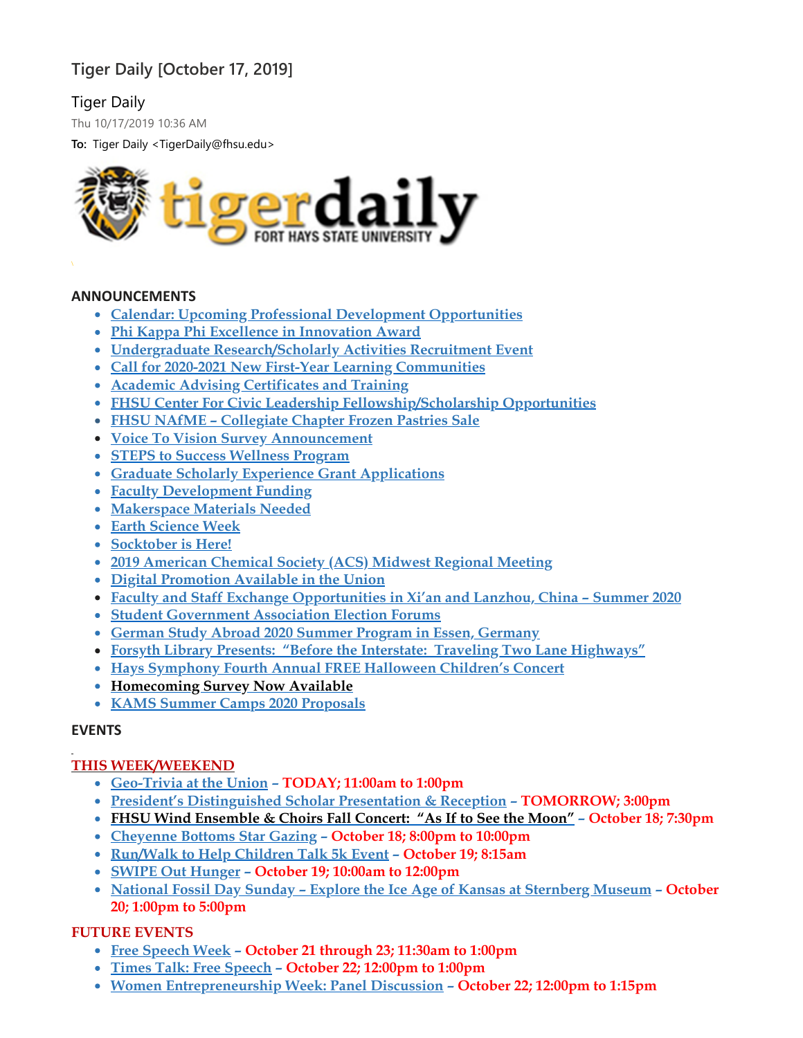# Tiger Daily [October 17, 2019]

Tiger Daily

Thu 10/17/2019 10:36 AM

**To:** Tiger Daily <TigerDaily@fhsu.edu>

**ANNOUNCEMENTS**

- Calendar: Upcoming Professional Development Opportunities
- Phi Kappa Phi Excellence in Innovation Award
- Undergraduate Research/Scholarly Activities Recruitment Event
- Call for 2020-2021 New First-Year Learning Communities
- Academic Advising Certificates and Training
- FHSU Center For Civic Leadership Fellowship/Scholarship Opportunities
- FHSU NAfME – Collegiate Chapter Frozen Pastries Sale
- Voice To Vision Survey Announcement
- STEPS to Success Wellness Program
- Graduate Scholarly Experience Grant Applications
- Faculty Development Funding
- Makerspace Materials Needed
- Earth Science Week
- Socktober is Here!
- 2019 American Chemical Society (ACS) Midwest Regional Meeting
- Digital Promotion Available in the Union
- Faculty and Staff Exchange Opportunities in Xi'an and Lanzhou, China – Summer 2020
- Student Government Association Election Forums
- German Study Abroad 2020 Summer Program in Essen, Germany
- Forsyth Library Presents: "Before the Interstate: Traveling Two Lane Highways"
- Hays Symphony Fourth Annual FREE Halloween Children's Concert
- Homecoming Survey Now Available
- KAMS Summer Camps 2020 Proposals

**EVENTS**

**THIS WEEK/WEEKEND**

- Geo-Trivia at the Union – **TODAY; 11:00am to 1:00pm**
- President's Distinguished Scholar Presentation & Reception – **TOMORROW; 3:00pm**
- FHSU Wind Ensemble & Choirs Fall Concert: "As If to See the Moon" – **October 18; 7:30pm**
- Cheyenne Bottoms Star Gazing – **October 18; 8:00pm to 10:00pm**
- Run/Walk to Help Children Talk 5k Event – **October 19; 8:15am**
- SWIPE Out Hunger – **October 19; 10:00am to 12:00pm**
- National Fossil Day Sunday – Explore the Ice Age of Kansas at Sternberg Museum – **October 20; 1:00pm to 5:00pm**

**FUTURE EVENTS**

- Free Speech Week – **October 21 through 23; 11:30am to 1:00pm**
- Times Talk: Free Speech – **October 22; 12:00pm to 1:00pm**
- Women Entrepreneurship Week: Panel Discussion – **October 22; 12:00pm to 1:15pm**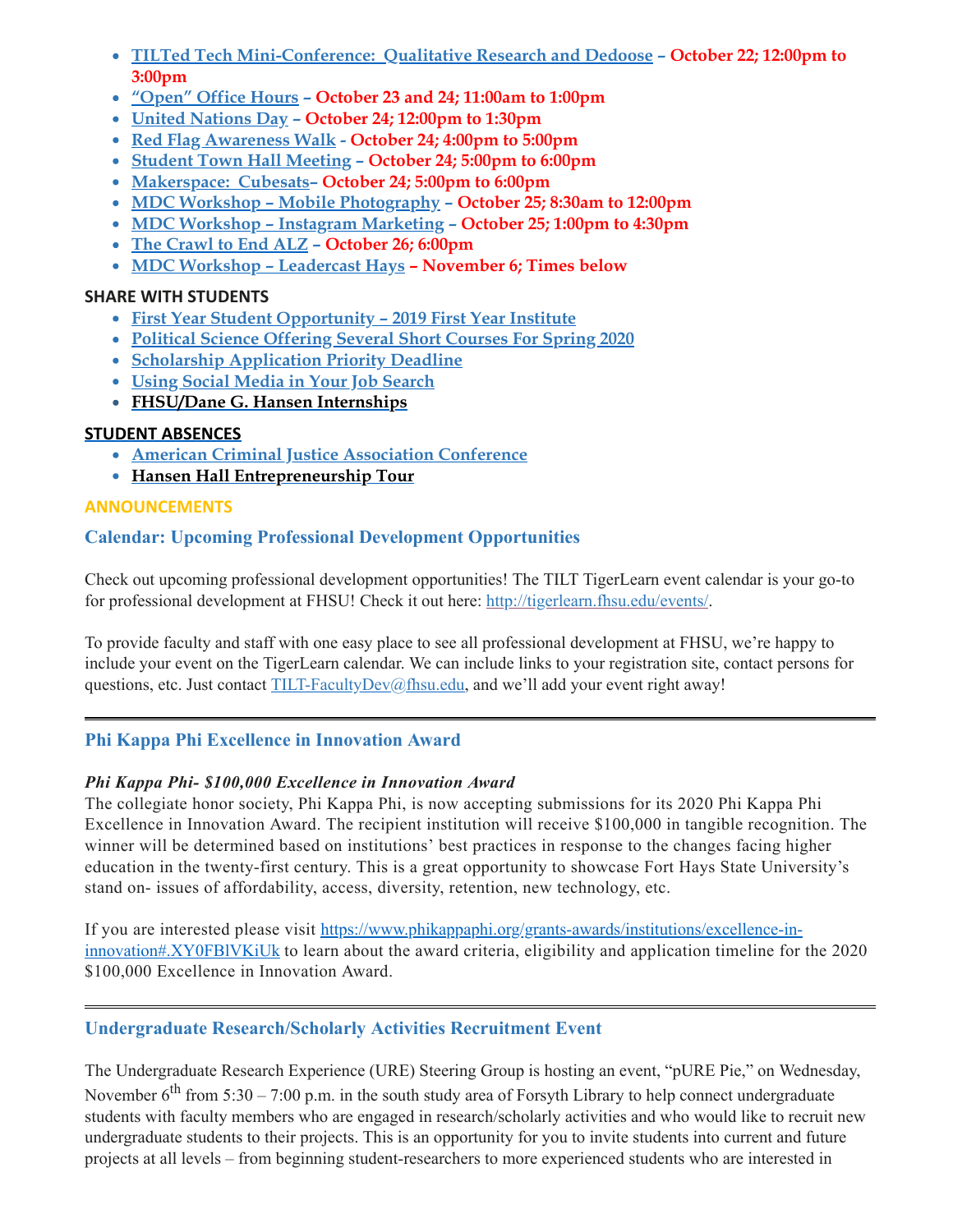- **TILTed Tech Mini-Conference: Qualitative Research and Dedoose – October 22; 12:00pm to 3:00pm**
- **"Open" Office Hours – October 23 and 24; 11:00am to 1:00pm**
- **United Nations Day – October 24; 12:00pm to 1:30pm**
- **Red Flag Awareness Walk - October 24; 4:00pm to 5:00pm**
- **Student Town Hall Meeting – October 24; 5:00pm to 6:00pm**
- **Makerspace: Cubesats– October 24; 5:00pm to 6:00pm**
- **MDC Workshop – Mobile Photography – October 25; 8:30am to 12:00pm**
- **MDC Workshop – Instagram Marketing – October 25; 1:00pm to 4:30pm**
- **The Crawl to End ALZ – October 26; 6:00pm**
- **MDC Workshop – Leadercast Hays – November 6; Times below**

**SHARE WITH STUDENTS**

- **First Year Student Opportunity – 2019 First Year Institute**
- **Political Science Offering Several Short Courses For Spring 2020**
- **Scholarship Application Priority Deadline**
- **Using Social Media in Your Job Search**
- **FHSU/Dane G. Hansen Internships**

**STUDENT ABSENCES**

- **American Criminal Justice Association Conference**
- **Hansen Hall Entrepreneurship Tour**

## ANNOUNCEMENTS

### Calendar: Upcoming Professional Development Opportunities

Check out upcoming professional development opportunities! The TILT TigerLearn event calendar is your go-to for professional development at FHSU! Check it out here: http://tigerlearn.fhsu.edu/events/.

To provide faculty and staff with one easy place to see all professional development at FHSU, we're happy to include your event on the TigerLearn calendar. We can include links to your registration site, contact persons for questions, etc. Just contact TILT-FacultyDev@fhsu.edu, and we'll add your event right away!

---

### Phi Kappa Phi Excellence in Innovation Award

***Phi Kappa Phi- $100,000 Excellence in Innovation Award***

The collegiate honor society, Phi Kappa Phi, is now accepting submissions for its 2020 Phi Kappa Phi Excellence in Innovation Award. The recipient institution will receive $100,000 in tangible recognition. The winner will be determined based on institutions' best practices in response to the changes facing higher education in the twenty-first century. This is a great opportunity to showcase Fort Hays State University's stand on- issues of affordability, access, diversity, retention, new technology, etc.

If you are interested please visit https://www.phikappaphi.org/grants-awards/institutions/excellence-in-innovation#.XY0FBlVKiUk to learn about the award criteria, eligibility and application timeline for the 2020 $100,000 Excellence in Innovation Award.

---

### Undergraduate Research/Scholarly Activities Recruitment Event

The Undergraduate Research Experience (URE) Steering Group is hosting an event, "pURE Pie," on Wednesday, November 6th from 5:30 – 7:00 p.m. in the south study area of Forsyth Library to help connect undergraduate students with faculty members who are engaged in research/scholarly activities and who would like to recruit new undergraduate students to their projects. This is an opportunity for you to invite students into current and future projects at all levels – from beginning student-researchers to more experienced students who are interested in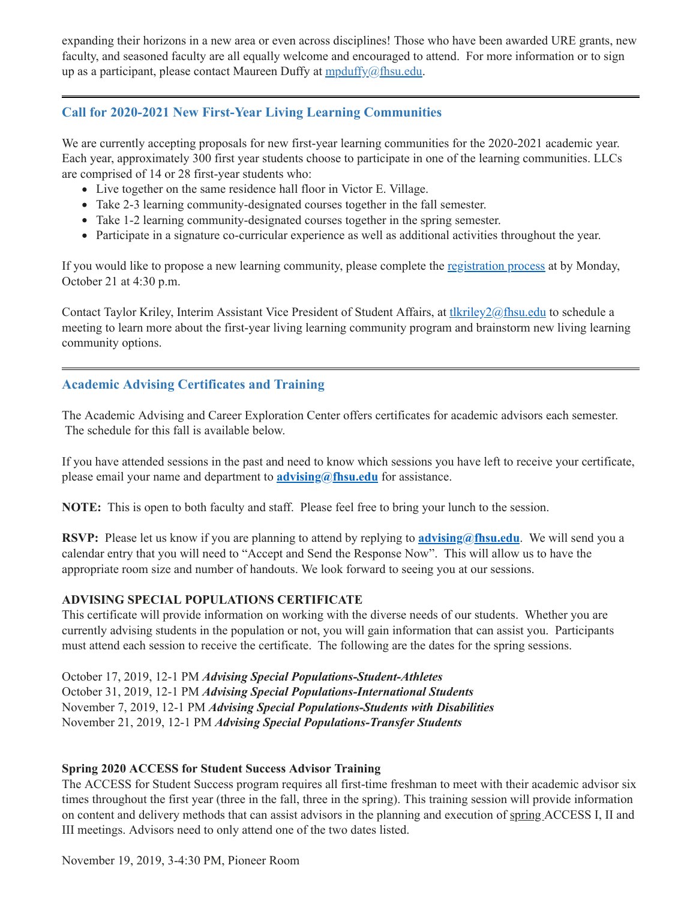expanding their horizons in a new area or even across disciplines! Those who have been awarded URE grants, new faculty, and seasoned faculty are all equally welcome and encouraged to attend. For more information or to sign up as a participant, please contact Maureen Duffy at mpduffy@fhsu.edu.

---

## Call for 2020-2021 New First-Year Living Learning Communities

We are currently accepting proposals for new first-year learning communities for the 2020-2021 academic year. Each year, approximately 300 first year students choose to participate in one of the learning communities. LLCs are comprised of 14 or 28 first-year students who:

- Live together on the same residence hall floor in Victor E. Village.
- Take 2-3 learning community-designated courses together in the fall semester.
- Take 1-2 learning community-designated courses together in the spring semester.
- Participate in a signature co-curricular experience as well as additional activities throughout the year.

If you would like to propose a new learning community, please complete the registration process at by Monday, October 21 at 4:30 p.m.

Contact Taylor Kriley, Interim Assistant Vice President of Student Affairs, at tlkriley2@fhsu.edu to schedule a meeting to learn more about the first-year living learning community program and brainstorm new living learning community options.

---

## Academic Advising Certificates and Training

The Academic Advising and Career Exploration Center offers certificates for academic advisors each semester. The schedule for this fall is available below.

If you have attended sessions in the past and need to know which sessions you have left to receive your certificate, please email your name and department to **advising@fhsu.edu** for assistance.

**NOTE:** This is open to both faculty and staff. Please feel free to bring your lunch to the session.

**RSVP:** Please let us know if you are planning to attend by replying to **advising@fhsu.edu**. We will send you a calendar entry that you will need to "Accept and Send the Response Now". This will allow us to have the appropriate room size and number of handouts. We look forward to seeing you at our sessions.

**ADVISING SPECIAL POPULATIONS CERTIFICATE**
This certificate will provide information on working with the diverse needs of our students. Whether you are currently advising students in the population or not, you will gain information that can assist you. Participants must attend each session to receive the certificate. The following are the dates for the spring sessions.

October 17, 2019, 12-1 PM ***Advising Special Populations-Student-Athletes***
October 31, 2019, 12-1 PM ***Advising Special Populations-International Students***
November 7, 2019, 12-1 PM ***Advising Special Populations-Students with Disabilities***
November 21, 2019, 12-1 PM ***Advising Special Populations-Transfer Students***

**Spring 2020 ACCESS for Student Success Advisor Training**
The ACCESS for Student Success program requires all first-time freshman to meet with their academic advisor six times throughout the first year (three in the fall, three in the spring). This training session will provide information on content and delivery methods that can assist advisors in the planning and execution of spring ACCESS I, II and III meetings. Advisors need to only attend one of the two dates listed.

November 19, 2019, 3-4:30 PM, Pioneer Room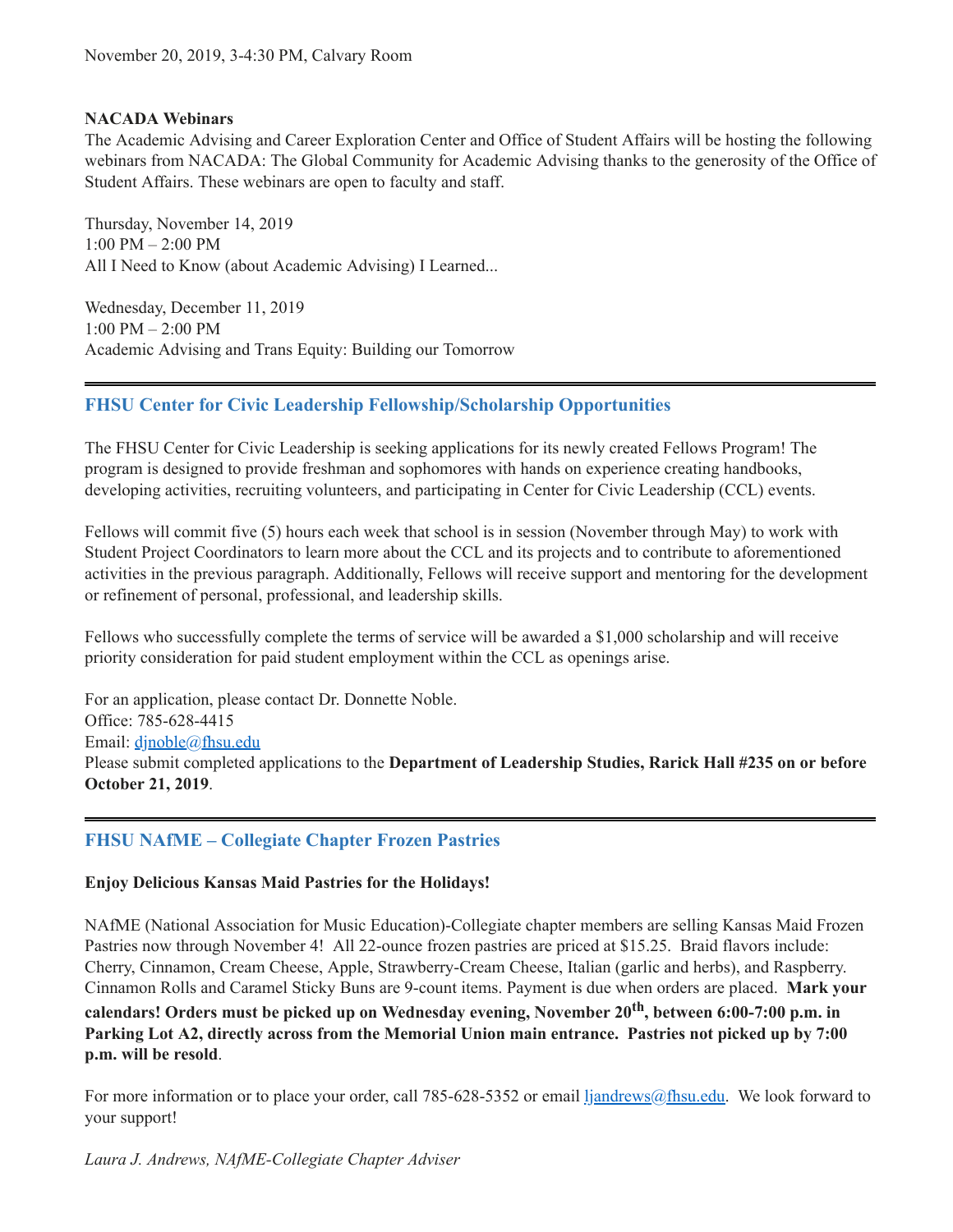November 20, 2019, 3-4:30 PM, Calvary Room

**NACADA Webinars**

The Academic Advising and Career Exploration Center and Office of Student Affairs will be hosting the following webinars from NACADA: The Global Community for Academic Advising thanks to the generosity of the Office of Student Affairs. These webinars are open to faculty and staff.

Thursday, November 14, 2019
1:00 PM – 2:00 PM
All I Need to Know (about Academic Advising) I Learned...

Wednesday, December 11, 2019
1:00 PM – 2:00 PM
Academic Advising and Trans Equity: Building our Tomorrow

---

## FHSU Center for Civic Leadership Fellowship/Scholarship Opportunities

The FHSU Center for Civic Leadership is seeking applications for its newly created Fellows Program! The program is designed to provide freshman and sophomores with hands on experience creating handbooks, developing activities, recruiting volunteers, and participating in Center for Civic Leadership (CCL) events.

Fellows will commit five (5) hours each week that school is in session (November through May) to work with Student Project Coordinators to learn more about the CCL and its projects and to contribute to aforementioned activities in the previous paragraph. Additionally, Fellows will receive support and mentoring for the development or refinement of personal, professional, and leadership skills.

Fellows who successfully complete the terms of service will be awarded a $1,000 scholarship and will receive priority consideration for paid student employment within the CCL as openings arise.

For an application, please contact Dr. Donnette Noble.
Office: 785-628-4415
Email: djnoble@fhsu.edu
Please submit completed applications to the **Department of Leadership Studies, Rarick Hall #235 on or before October 21, 2019**.

---

## FHSU NAfME – Collegiate Chapter Frozen Pastries

**Enjoy Delicious Kansas Maid Pastries for the Holidays!**

NAfME (National Association for Music Education)-Collegiate chapter members are selling Kansas Maid Frozen Pastries now through November 4! All 22-ounce frozen pastries are priced at $15.25. Braid flavors include: Cherry, Cinnamon, Cream Cheese, Apple, Strawberry-Cream Cheese, Italian (garlic and herbs), and Raspberry. Cinnamon Rolls and Caramel Sticky Buns are 9-count items. Payment is due when orders are placed. **Mark your calendars! Orders must be picked up on Wednesday evening, November 20th, between 6:00-7:00 p.m. in Parking Lot A2, directly across from the Memorial Union main entrance. Pastries not picked up by 7:00 p.m. will be resold**.

For more information or to place your order, call 785-628-5352 or email ljandrews@fhsu.edu. We look forward to your support!

*Laura J. Andrews, NAfME-Collegiate Chapter Adviser*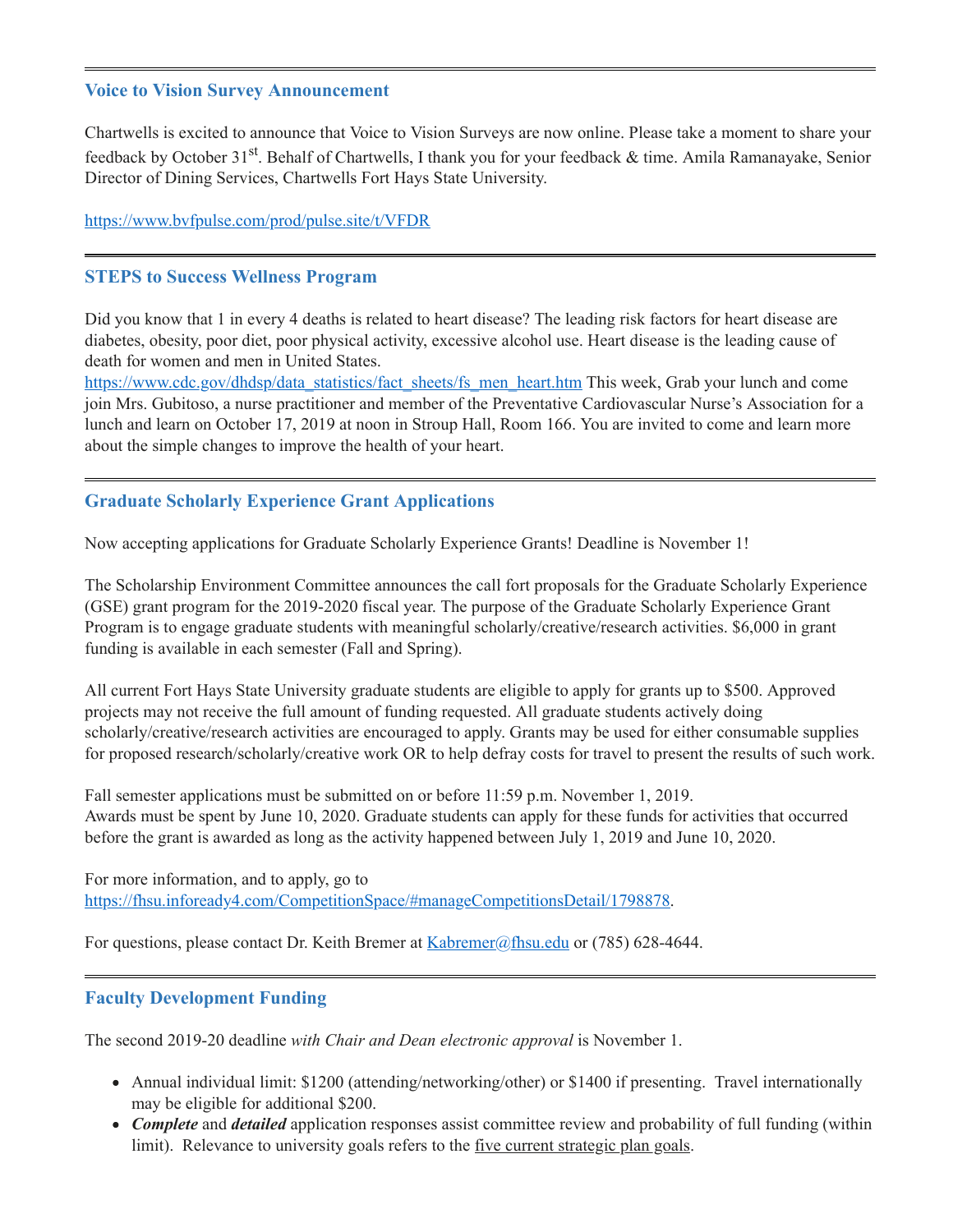---

### Voice to Vision Survey Announcement

Chartwells is excited to announce that Voice to Vision Surveys are now online. Please take a moment to share your feedback by October 31st. Behalf of Chartwells, I thank you for your feedback & time. Amila Ramanayake, Senior Director of Dining Services, Chartwells Fort Hays State University.

https://www.bvfpulse.com/prod/pulse.site/t/VFDR

---

### STEPS to Success Wellness Program

Did you know that 1 in every 4 deaths is related to heart disease? The leading risk factors for heart disease are diabetes, obesity, poor diet, poor physical activity, excessive alcohol use. Heart disease is the leading cause of death for women and men in United States.
https://www.cdc.gov/dhdsp/data_statistics/fact_sheets/fs_men_heart.htm This week, Grab your lunch and come join Mrs. Gubitoso, a nurse practitioner and member of the Preventative Cardiovascular Nurse's Association for a lunch and learn on October 17, 2019 at noon in Stroup Hall, Room 166. You are invited to come and learn more about the simple changes to improve the health of your heart.

---

### Graduate Scholarly Experience Grant Applications

Now accepting applications for Graduate Scholarly Experience Grants! Deadline is November 1!

The Scholarship Environment Committee announces the call fort proposals for the Graduate Scholarly Experience (GSE) grant program for the 2019-2020 fiscal year. The purpose of the Graduate Scholarly Experience Grant Program is to engage graduate students with meaningful scholarly/creative/research activities. $6,000 in grant funding is available in each semester (Fall and Spring).

All current Fort Hays State University graduate students are eligible to apply for grants up to $500. Approved projects may not receive the full amount of funding requested. All graduate students actively doing scholarly/creative/research activities are encouraged to apply. Grants may be used for either consumable supplies for proposed research/scholarly/creative work OR to help defray costs for travel to present the results of such work.

Fall semester applications must be submitted on or before 11:59 p.m. November 1, 2019.
Awards must be spent by June 10, 2020. Graduate students can apply for these funds for activities that occurred before the grant is awarded as long as the activity happened between July 1, 2019 and June 10, 2020.

For more information, and to apply, go to
https://fhsu.infoready4.com/CompetitionSpace/#manageCompetitionsDetail/1798878.

For questions, please contact Dr. Keith Bremer at Kabremer@fhsu.edu or (785) 628-4644.

---

### Faculty Development Funding

The second 2019-20 deadline *with Chair and Dean electronic approval* is November 1.

- Annual individual limit: $1200 (attending/networking/other) or $1400 if presenting. Travel internationally may be eligible for additional $200.
- ***Complete*** and ***detailed*** application responses assist committee review and probability of full funding (within limit). Relevance to university goals refers to the five current strategic plan goals.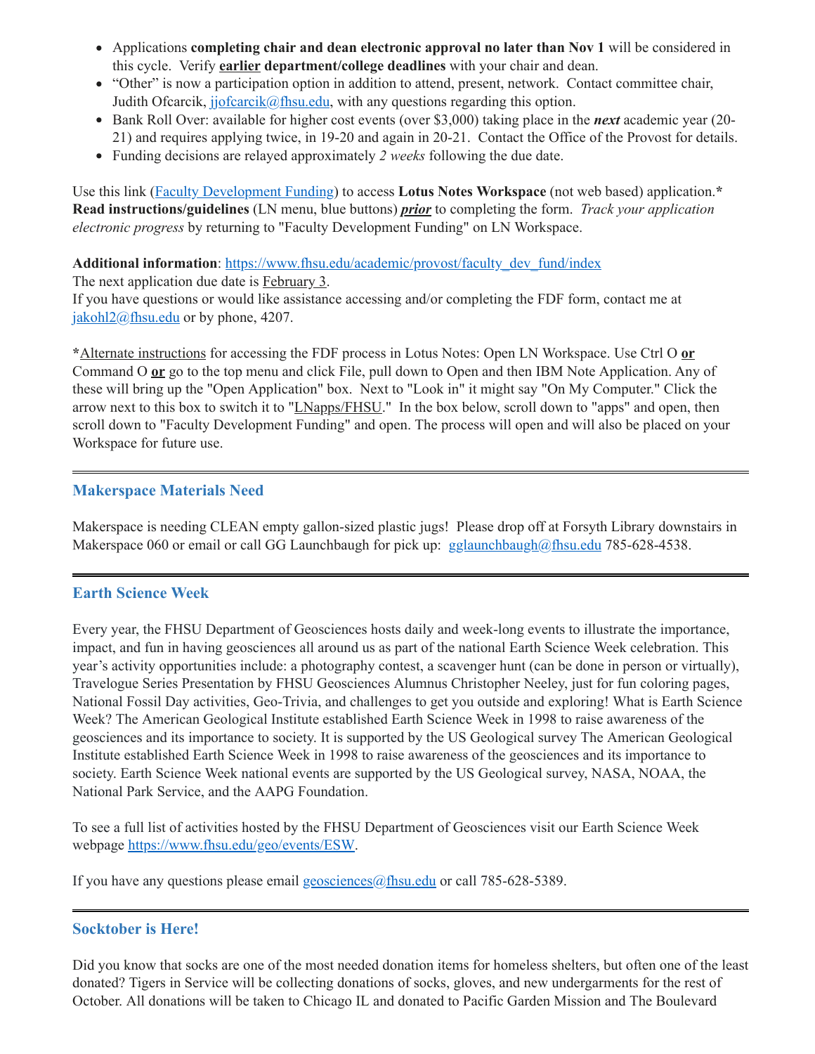- Applications **completing chair and dean electronic approval no later than Nov 1** will be considered in this cycle. Verify **earlier department/college deadlines** with your chair and dean.
- "Other" is now a participation option in addition to attend, present, network. Contact committee chair, Judith Ofcarcik, jjofcarcik@fhsu.edu, with any questions regarding this option.
- Bank Roll Over: available for higher cost events (over $3,000) taking place in the ***next*** academic year (20-21) and requires applying twice, in 19-20 and again in 20-21. Contact the Office of the Provost for details.
- Funding decisions are relayed approximately *2 weeks* following the due date.

Use this link (Faculty Development Funding) to access **Lotus Notes Workspace** (not web based) application.* **Read instructions/guidelines** (LN menu, blue buttons) ***prior*** to completing the form. *Track your application electronic progress* by returning to "Faculty Development Funding" on LN Workspace.

**Additional information**: https://www.fhsu.edu/academic/provost/faculty_dev_fund/index
The next application due date is February 3.
If you have questions or would like assistance accessing and/or completing the FDF form, contact me at jakohl2@fhsu.edu or by phone, 4207.

***Alternate instructions** for accessing the FDF process in Lotus Notes: Open LN Workspace. Use Ctrl O **or** Command O **or** go to the top menu and click File, pull down to Open and then IBM Note Application. Any of these will bring up the "Open Application" box. Next to "Look in" it might say "On My Computer." Click the arrow next to this box to switch it to "LNapps/FHSU." In the box below, scroll down to "apps" and open, then scroll down to "Faculty Development Funding" and open. The process will open and will also be placed on your Workspace for future use.

---

### Makerspace Materials Need

Makerspace is needing CLEAN empty gallon-sized plastic jugs! Please drop off at Forsyth Library downstairs in Makerspace 060 or email or call GG Launchbaugh for pick up: gglaunchbaugh@fhsu.edu 785-628-4538.

---

### Earth Science Week

Every year, the FHSU Department of Geosciences hosts daily and week-long events to illustrate the importance, impact, and fun in having geosciences all around us as part of the national Earth Science Week celebration. This year's activity opportunities include: a photography contest, a scavenger hunt (can be done in person or virtually), Travelogue Series Presentation by FHSU Geosciences Alumnus Christopher Neeley, just for fun coloring pages, National Fossil Day activities, Geo-Trivia, and challenges to get you outside and exploring! What is Earth Science Week? The American Geological Institute established Earth Science Week in 1998 to raise awareness of the geosciences and its importance to society. It is supported by the US Geological survey The American Geological Institute established Earth Science Week in 1998 to raise awareness of the geosciences and its importance to society. Earth Science Week national events are supported by the US Geological survey, NASA, NOAA, the National Park Service, and the AAPG Foundation.

To see a full list of activities hosted by the FHSU Department of Geosciences visit our Earth Science Week webpage https://www.fhsu.edu/geo/events/ESW.

If you have any questions please email geosciences@fhsu.edu or call 785-628-5389.

---

### Socktober is Here!

Did you know that socks are one of the most needed donation items for homeless shelters, but often one of the least donated? Tigers in Service will be collecting donations of socks, gloves, and new undergarments for the rest of October. All donations will be taken to Chicago IL and donated to Pacific Garden Mission and The Boulevard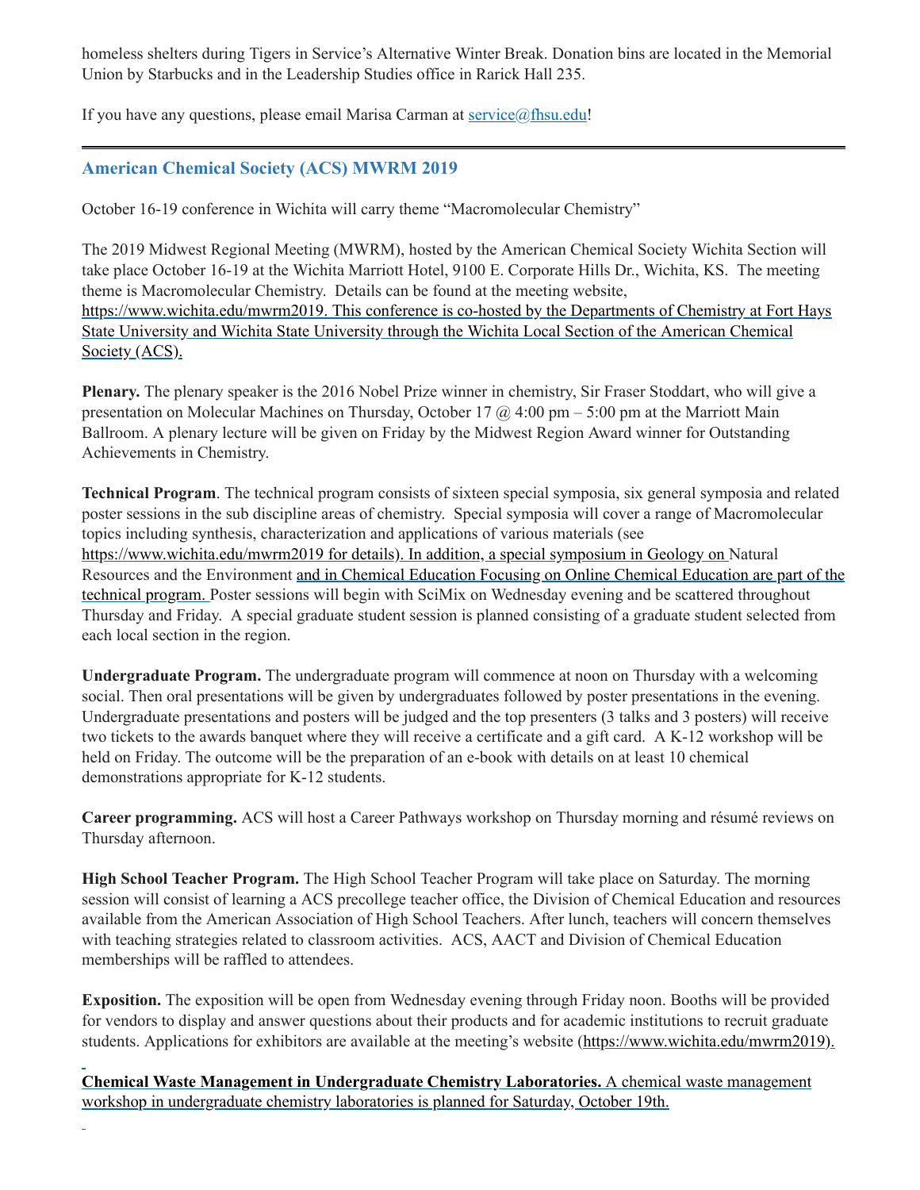homeless shelters during Tigers in Service's Alternative Winter Break. Donation bins are located in the Memorial Union by Starbucks and in the Leadership Studies office in Rarick Hall 235.

If you have any questions, please email Marisa Carman at service@fhsu.edu!

---

## American Chemical Society (ACS) MWRM 2019

October 16-19 conference in Wichita will carry theme "Macromolecular Chemistry"

The 2019 Midwest Regional Meeting (MWRM), hosted by the American Chemical Society Wichita Section will take place October 16-19 at the Wichita Marriott Hotel, 9100 E. Corporate Hills Dr., Wichita, KS. The meeting theme is Macromolecular Chemistry. Details can be found at the meeting website, https://www.wichita.edu/mwrm2019. This conference is co-hosted by the Departments of Chemistry at Fort Hays State University and Wichita State University through the Wichita Local Section of the American Chemical Society (ACS).

**Plenary.** The plenary speaker is the 2016 Nobel Prize winner in chemistry, Sir Fraser Stoddart, who will give a presentation on Molecular Machines on Thursday, October 17 @ 4:00 pm – 5:00 pm at the Marriott Main Ballroom. A plenary lecture will be given on Friday by the Midwest Region Award winner for Outstanding Achievements in Chemistry.

**Technical Program**. The technical program consists of sixteen special symposia, six general symposia and related poster sessions in the sub discipline areas of chemistry. Special symposia will cover a range of Macromolecular topics including synthesis, characterization and applications of various materials (see https://www.wichita.edu/mwrm2019 for details). In addition, a special symposium in Geology on Natural Resources and the Environment and in Chemical Education Focusing on Online Chemical Education are part of the technical program. Poster sessions will begin with SciMix on Wednesday evening and be scattered throughout Thursday and Friday. A special graduate student session is planned consisting of a graduate student selected from each local section in the region.

**Undergraduate Program.** The undergraduate program will commence at noon on Thursday with a welcoming social. Then oral presentations will be given by undergraduates followed by poster presentations in the evening. Undergraduate presentations and posters will be judged and the top presenters (3 talks and 3 posters) will receive two tickets to the awards banquet where they will receive a certificate and a gift card. A K-12 workshop will be held on Friday. The outcome will be the preparation of an e-book with details on at least 10 chemical demonstrations appropriate for K-12 students.

**Career programming.** ACS will host a Career Pathways workshop on Thursday morning and résumé reviews on Thursday afternoon.

**High School Teacher Program.** The High School Teacher Program will take place on Saturday. The morning session will consist of learning a ACS precollege teacher office, the Division of Chemical Education and resources available from the American Association of High School Teachers. After lunch, teachers will concern themselves with teaching strategies related to classroom activities. ACS, AACT and Division of Chemical Education memberships will be raffled to attendees.

**Exposition.** The exposition will be open from Wednesday evening through Friday noon. Booths will be provided for vendors to display and answer questions about their products and for academic institutions to recruit graduate students. Applications for exhibitors are available at the meeting's website (https://www.wichita.edu/mwrm2019).

**Chemical Waste Management in Undergraduate Chemistry Laboratories.** A chemical waste management workshop in undergraduate chemistry laboratories is planned for Saturday, October 19th.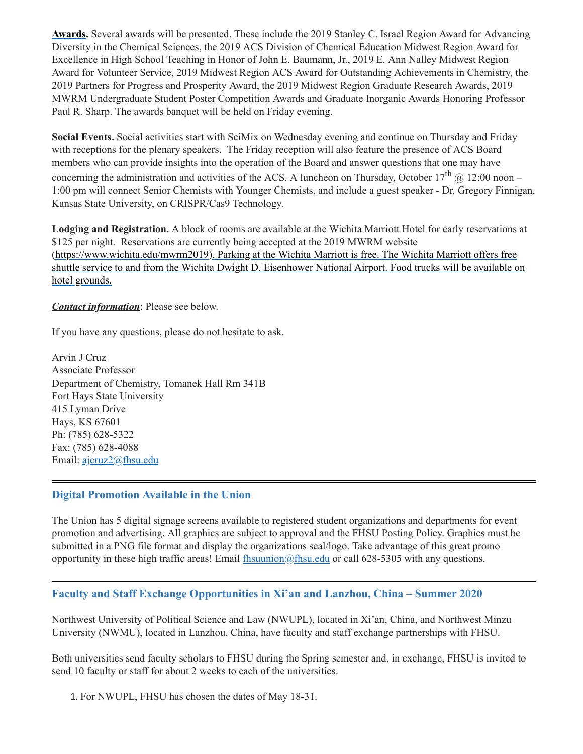**Awards.** Several awards will be presented. These include the 2019 Stanley C. Israel Region Award for Advancing Diversity in the Chemical Sciences, the 2019 ACS Division of Chemical Education Midwest Region Award for Excellence in High School Teaching in Honor of John E. Baumann, Jr., 2019 E. Ann Nalley Midwest Region Award for Volunteer Service, 2019 Midwest Region ACS Award for Outstanding Achievements in Chemistry, the 2019 Partners for Progress and Prosperity Award, the 2019 Midwest Region Graduate Research Awards, 2019 MWRM Undergraduate Student Poster Competition Awards and Graduate Inorganic Awards Honoring Professor Paul R. Sharp. The awards banquet will be held on Friday evening.

**Social Events.** Social activities start with SciMix on Wednesday evening and continue on Thursday and Friday with receptions for the plenary speakers. The Friday reception will also feature the presence of ACS Board members who can provide insights into the operation of the Board and answer questions that one may have concerning the administration and activities of the ACS. A luncheon on Thursday, October 17th @ 12:00 noon – 1:00 pm will connect Senior Chemists with Younger Chemists, and include a guest speaker - Dr. Gregory Finnigan, Kansas State University, on CRISPR/Cas9 Technology.

**Lodging and Registration.** A block of rooms are available at the Wichita Marriott Hotel for early reservations at $125 per night. Reservations are currently being accepted at the 2019 MWRM website (https://www.wichita.edu/mwrm2019). Parking at the Wichita Marriott is free. The Wichita Marriott offers free shuttle service to and from the Wichita Dwight D. Eisenhower National Airport. Food trucks will be available on hotel grounds.

***Contact information***: Please see below.

If you have any questions, please do not hesitate to ask.

Arvin J Cruz
Associate Professor
Department of Chemistry, Tomanek Hall Rm 341B
Fort Hays State University
415 Lyman Drive
Hays, KS 67601
Ph: (785) 628-5322
Fax: (785) 628-4088
Email: ajcruz2@fhsu.edu

---

## Digital Promotion Available in the Union

The Union has 5 digital signage screens available to registered student organizations and departments for event promotion and advertising. All graphics are subject to approval and the FHSU Posting Policy. Graphics must be submitted in a PNG file format and display the organizations seal/logo. Take advantage of this great promo opportunity in these high traffic areas! Email fhsuunion@fhsu.edu or call 628-5305 with any questions.

---

## Faculty and Staff Exchange Opportunities in Xi'an and Lanzhou, China – Summer 2020

Northwest University of Political Science and Law (NWUPL), located in Xi'an, China, and Northwest Minzu University (NWMU), located in Lanzhou, China, have faculty and staff exchange partnerships with FHSU.

Both universities send faculty scholars to FHSU during the Spring semester and, in exchange, FHSU is invited to send 10 faculty or staff for about 2 weeks to each of the universities.

1. For NWUPL, FHSU has chosen the dates of May 18-31.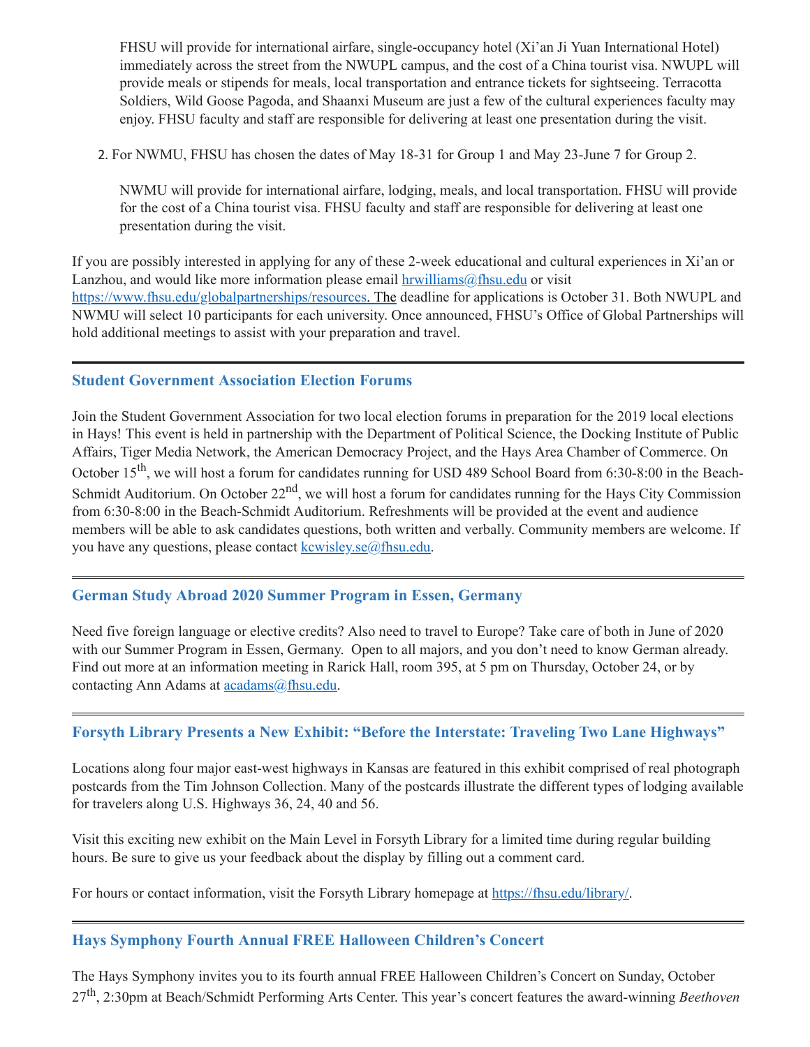FHSU will provide for international airfare, single-occupancy hotel (Xi'an Ji Yuan International Hotel) immediately across the street from the NWUPL campus, and the cost of a China tourist visa. NWUPL will provide meals or stipends for meals, local transportation and entrance tickets for sightseeing. Terracotta Soldiers, Wild Goose Pagoda, and Shaanxi Museum are just a few of the cultural experiences faculty may enjoy. FHSU faculty and staff are responsible for delivering at least one presentation during the visit.

2. For NWMU, FHSU has chosen the dates of May 18-31 for Group 1 and May 23-June 7 for Group 2.

   NWMU will provide for international airfare, lodging, meals, and local transportation. FHSU will provide for the cost of a China tourist visa. FHSU faculty and staff are responsible for delivering at least one presentation during the visit.

If you are possibly interested in applying for any of these 2-week educational and cultural experiences in Xi'an or Lanzhou, and would like more information please email hrwilliams@fhsu.edu or visit https://www.fhsu.edu/globalpartnerships/resources. The deadline for applications is October 31. Both NWUPL and NWMU will select 10 participants for each university. Once announced, FHSU's Office of Global Partnerships will hold additional meetings to assist with your preparation and travel.

---

### Student Government Association Election Forums

Join the Student Government Association for two local election forums in preparation for the 2019 local elections in Hays! This event is held in partnership with the Department of Political Science, the Docking Institute of Public Affairs, Tiger Media Network, the American Democracy Project, and the Hays Area Chamber of Commerce. On October 15th, we will host a forum for candidates running for USD 489 School Board from 6:30-8:00 in the Beach-Schmidt Auditorium. On October 22nd, we will host a forum for candidates running for the Hays City Commission from 6:30-8:00 in the Beach-Schmidt Auditorium. Refreshments will be provided at the event and audience members will be able to ask candidates questions, both written and verbally. Community members are welcome. If you have any questions, please contact kcwisley.se@fhsu.edu.

---

### German Study Abroad 2020 Summer Program in Essen, Germany

Need five foreign language or elective credits? Also need to travel to Europe? Take care of both in June of 2020 with our Summer Program in Essen, Germany. Open to all majors, and you don't need to know German already. Find out more at an information meeting in Rarick Hall, room 395, at 5 pm on Thursday, October 24, or by contacting Ann Adams at acadams@fhsu.edu.

---

### Forsyth Library Presents a New Exhibit: "Before the Interstate: Traveling Two Lane Highways"

Locations along four major east-west highways in Kansas are featured in this exhibit comprised of real photograph postcards from the Tim Johnson Collection. Many of the postcards illustrate the different types of lodging available for travelers along U.S. Highways 36, 24, 40 and 56.

Visit this exciting new exhibit on the Main Level in Forsyth Library for a limited time during regular building hours. Be sure to give us your feedback about the display by filling out a comment card.

For hours or contact information, visit the Forsyth Library homepage at https://fhsu.edu/library/.

---

### Hays Symphony Fourth Annual FREE Halloween Children's Concert

The Hays Symphony invites you to its fourth annual FREE Halloween Children's Concert on Sunday, October 27th, 2:30pm at Beach/Schmidt Performing Arts Center. This year's concert features the award-winning *Beethoven*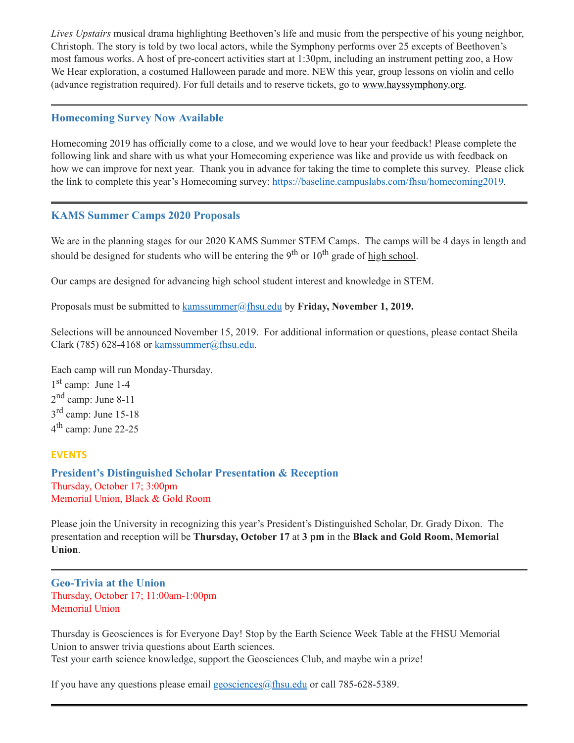*Lives Upstairs* musical drama highlighting Beethoven's life and music from the perspective of his young neighbor, Christoph. The story is told by two local actors, while the Symphony performs over 25 excepts of Beethoven's most famous works. A host of pre-concert activities start at 1:30pm, including an instrument petting zoo, a How We Hear exploration, a costumed Halloween parade and more. NEW this year, group lessons on violin and cello (advance registration required). For full details and to reserve tickets, go to www.hayssymphony.org.

---

### Homecoming Survey Now Available

Homecoming 2019 has officially come to a close, and we would love to hear your feedback! Please complete the following link and share with us what your Homecoming experience was like and provide us with feedback on how we can improve for next year. Thank you in advance for taking the time to complete this survey. Please click the link to complete this year's Homecoming survey: https://baseline.campuslabs.com/fhsu/homecoming2019.

---

### KAMS Summer Camps 2020 Proposals

We are in the planning stages for our 2020 KAMS Summer STEM Camps. The camps will be 4 days in length and should be designed for students who will be entering the 9th or 10th grade of high school.

Our camps are designed for advancing high school student interest and knowledge in STEM.

Proposals must be submitted to kamssummer@fhsu.edu by **Friday, November 1, 2019.**

Selections will be announced November 15, 2019. For additional information or questions, please contact Sheila Clark (785) 628-4168 or kamssummer@fhsu.edu.

Each camp will run Monday-Thursday.
1st camp: June 1-4
2nd camp: June 8-11
3rd camp: June 15-18
4th camp: June 22-25

## EVENTS

### President's Distinguished Scholar Presentation & Reception
Thursday, October 17; 3:00pm
Memorial Union, Black & Gold Room

Please join the University in recognizing this year's President's Distinguished Scholar, Dr. Grady Dixon. The presentation and reception will be **Thursday, October 17** at **3 pm** in the **Black and Gold Room, Memorial Union**.

---

### Geo-Trivia at the Union
Thursday, October 17; 11:00am-1:00pm
Memorial Union

Thursday is Geosciences is for Everyone Day! Stop by the Earth Science Week Table at the FHSU Memorial Union to answer trivia questions about Earth sciences.
Test your earth science knowledge, support the Geosciences Club, and maybe win a prize!

If you have any questions please email geosciences@fhsu.edu or call 785-628-5389.

---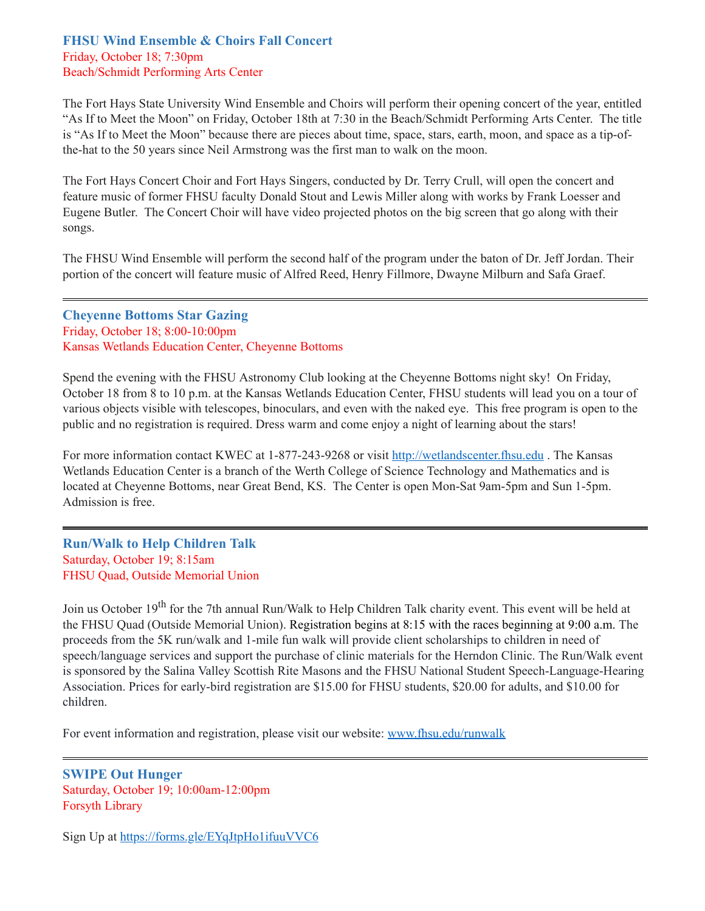### FHSU Wind Ensemble & Choirs Fall Concert

Friday, October 18; 7:30pm
Beach/Schmidt Performing Arts Center

The Fort Hays State University Wind Ensemble and Choirs will perform their opening concert of the year, entitled "As If to Meet the Moon" on Friday, October 18th at 7:30 in the Beach/Schmidt Performing Arts Center. The title is "As If to Meet the Moon" because there are pieces about time, space, stars, earth, moon, and space as a tip-of-the-hat to the 50 years since Neil Armstrong was the first man to walk on the moon.

The Fort Hays Concert Choir and Fort Hays Singers, conducted by Dr. Terry Crull, will open the concert and feature music of former FHSU faculty Donald Stout and Lewis Miller along with works by Frank Loesser and Eugene Butler. The Concert Choir will have video projected photos on the big screen that go along with their songs.

The FHSU Wind Ensemble will perform the second half of the program under the baton of Dr. Jeff Jordan. Their portion of the concert will feature music of Alfred Reed, Henry Fillmore, Dwayne Milburn and Safa Graef.

---

### Cheyenne Bottoms Star Gazing

Friday, October 18; 8:00-10:00pm
Kansas Wetlands Education Center, Cheyenne Bottoms

Spend the evening with the FHSU Astronomy Club looking at the Cheyenne Bottoms night sky! On Friday, October 18 from 8 to 10 p.m. at the Kansas Wetlands Education Center, FHSU students will lead you on a tour of various objects visible with telescopes, binoculars, and even with the naked eye. This free program is open to the public and no registration is required. Dress warm and come enjoy a night of learning about the stars!

For more information contact KWEC at 1-877-243-9268 or visit http://wetlandscenter.fhsu.edu . The Kansas Wetlands Education Center is a branch of the Werth College of Science Technology and Mathematics and is located at Cheyenne Bottoms, near Great Bend, KS. The Center is open Mon-Sat 9am-5pm and Sun 1-5pm. Admission is free.

---

### Run/Walk to Help Children Talk

Saturday, October 19; 8:15am
FHSU Quad, Outside Memorial Union

Join us October 19th for the 7th annual Run/Walk to Help Children Talk charity event. This event will be held at the FHSU Quad (Outside Memorial Union). Registration begins at 8:15 with the races beginning at 9:00 a.m. The proceeds from the 5K run/walk and 1-mile fun walk will provide client scholarships to children in need of speech/language services and support the purchase of clinic materials for the Herndon Clinic. The Run/Walk event is sponsored by the Salina Valley Scottish Rite Masons and the FHSU National Student Speech-Language-Hearing Association. Prices for early-bird registration are $15.00 for FHSU students, $20.00 for adults, and $10.00 for children.

For event information and registration, please visit our website: www.fhsu.edu/runwalk

---

### SWIPE Out Hunger

Saturday, October 19; 10:00am-12:00pm
Forsyth Library

Sign Up at https://forms.gle/EYqJtpHo1ifuuVVC6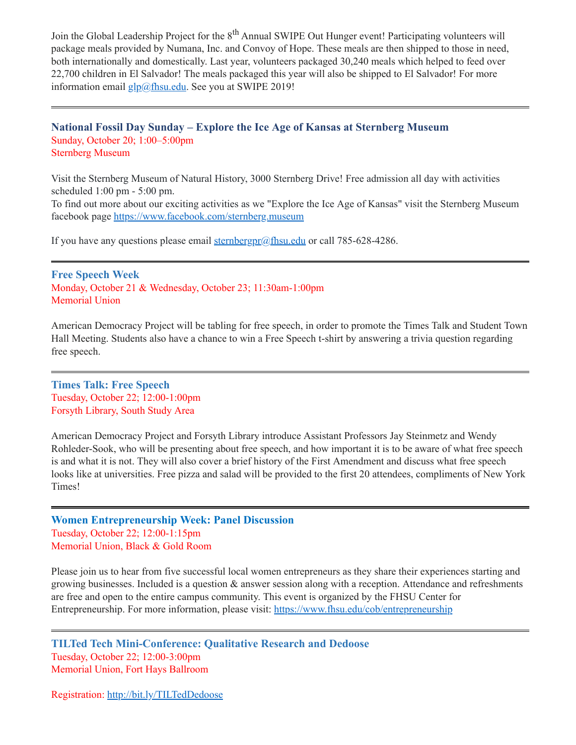Join the Global Leadership Project for the 8th Annual SWIPE Out Hunger event! Participating volunteers will package meals provided by Numana, Inc. and Convoy of Hope. These meals are then shipped to those in need, both internationally and domestically. Last year, volunteers packaged 30,240 meals which helped to feed over 22,700 children in El Salvador! The meals packaged this year will also be shipped to El Salvador! For more information email glp@fhsu.edu. See you at SWIPE 2019!

---

### National Fossil Day Sunday – Explore the Ice Age of Kansas at Sternberg Museum

Sunday, October 20; 1:00–5:00pm
Sternberg Museum

Visit the Sternberg Museum of Natural History, 3000 Sternberg Drive! Free admission all day with activities scheduled 1:00 pm - 5:00 pm.
To find out more about our exciting activities as we "Explore the Ice Age of Kansas" visit the Sternberg Museum facebook page https://www.facebook.com/sternberg.museum

If you have any questions please email sternbergpr@fhsu.edu or call 785-628-4286.

---

### Free Speech Week

Monday, October 21 & Wednesday, October 23; 11:30am-1:00pm
Memorial Union

American Democracy Project will be tabling for free speech, in order to promote the Times Talk and Student Town Hall Meeting. Students also have a chance to win a Free Speech t-shirt by answering a trivia question regarding free speech.

---

### Times Talk: Free Speech

Tuesday, October 22; 12:00-1:00pm
Forsyth Library, South Study Area

American Democracy Project and Forsyth Library introduce Assistant Professors Jay Steinmetz and Wendy Rohleder-Sook, who will be presenting about free speech, and how important it is to be aware of what free speech is and what it is not. They will also cover a brief history of the First Amendment and discuss what free speech looks like at universities. Free pizza and salad will be provided to the first 20 attendees, compliments of New York Times!

---

### Women Entrepreneurship Week: Panel Discussion

Tuesday, October 22; 12:00-1:15pm
Memorial Union, Black & Gold Room

Please join us to hear from five successful local women entrepreneurs as they share their experiences starting and growing businesses. Included is a question & answer session along with a reception. Attendance and refreshments are free and open to the entire campus community. This event is organized by the FHSU Center for Entrepreneurship. For more information, please visit: https://www.fhsu.edu/cob/entrepreneurship

---

### TILTed Tech Mini-Conference: Qualitative Research and Dedoose

Tuesday, October 22; 12:00-3:00pm
Memorial Union, Fort Hays Ballroom

Registration: http://bit.ly/TILTedDedoose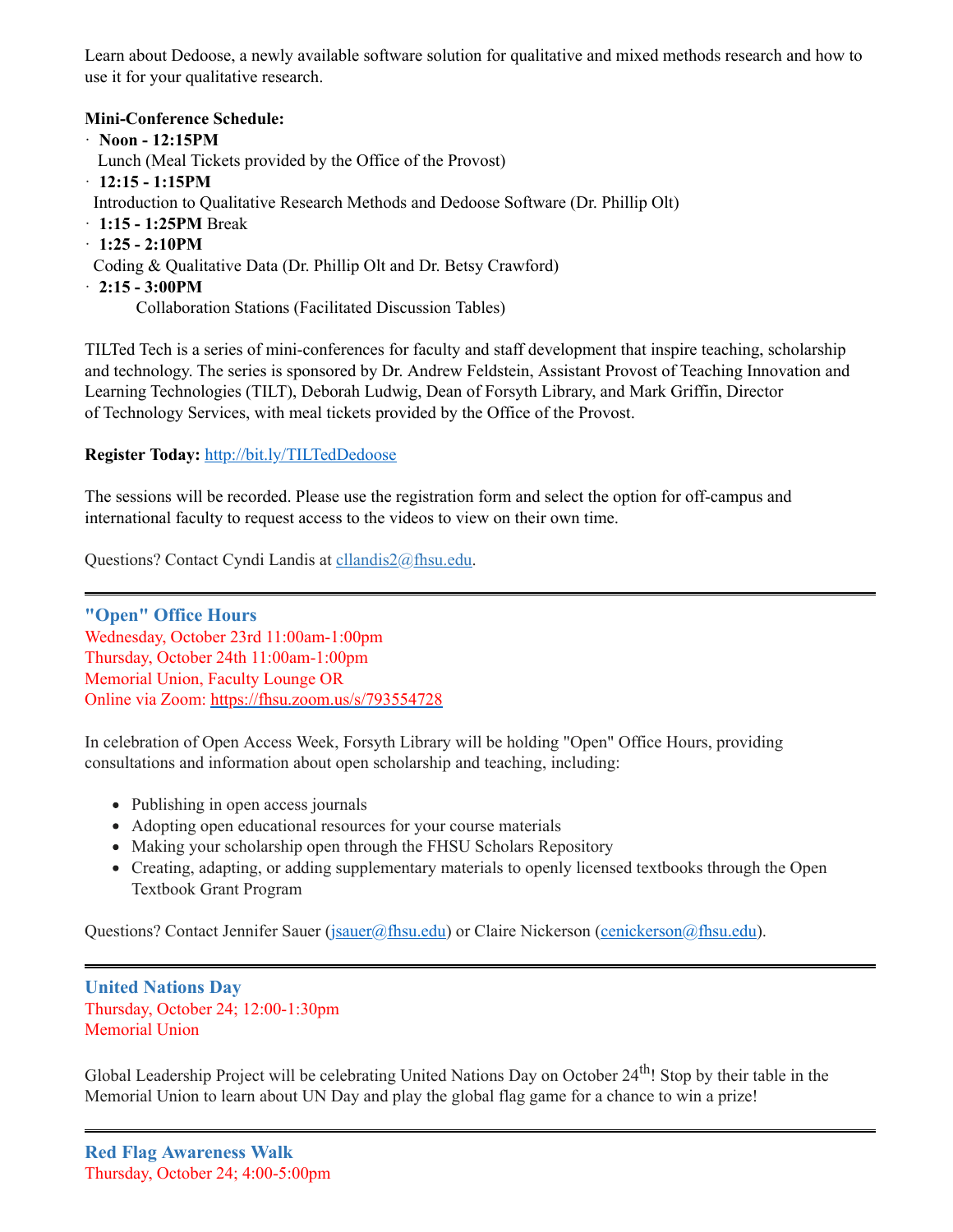Learn about Dedoose, a newly available software solution for qualitative and mixed methods research and how to use it for your qualitative research.

**Mini-Conference Schedule:**

- **Noon - 12:15PM**
  Lunch (Meal Tickets provided by the Office of the Provost)
- **12:15 - 1:15PM**
  Introduction to Qualitative Research Methods and Dedoose Software (Dr. Phillip Olt)
- **1:15 - 1:25PM** Break
- **1:25 - 2:10PM**
  Coding & Qualitative Data (Dr. Phillip Olt and Dr. Betsy Crawford)
- **2:15 - 3:00PM**
  Collaboration Stations (Facilitated Discussion Tables)

TILTed Tech is a series of mini-conferences for faculty and staff development that inspire teaching, scholarship and technology. The series is sponsored by Dr. Andrew Feldstein, Assistant Provost of Teaching Innovation and Learning Technologies (TILT), Deborah Ludwig, Dean of Forsyth Library, and Mark Griffin, Director of Technology Services, with meal tickets provided by the Office of the Provost.

**Register Today:** http://bit.ly/TILTedDedoose

The sessions will be recorded. Please use the registration form and select the option for off-campus and international faculty to request access to the videos to view on their own time.

Questions? Contact Cyndi Landis at cllandis2@fhsu.edu.

---

### "Open" Office Hours

Wednesday, October 23rd 11:00am-1:00pm
Thursday, October 24th 11:00am-1:00pm
Memorial Union, Faculty Lounge OR
Online via Zoom: https://fhsu.zoom.us/s/793554728

In celebration of Open Access Week, Forsyth Library will be holding "Open" Office Hours, providing consultations and information about open scholarship and teaching, including:

- Publishing in open access journals
- Adopting open educational resources for your course materials
- Making your scholarship open through the FHSU Scholars Repository
- Creating, adapting, or adding supplementary materials to openly licensed textbooks through the Open Textbook Grant Program

Questions? Contact Jennifer Sauer (jsauer@fhsu.edu) or Claire Nickerson (cenickerson@fhsu.edu).

---

### United Nations Day

Thursday, October 24; 12:00-1:30pm
Memorial Union

Global Leadership Project will be celebrating United Nations Day on October 24th! Stop by their table in the Memorial Union to learn about UN Day and play the global flag game for a chance to win a prize!

---

### Red Flag Awareness Walk

Thursday, October 24; 4:00-5:00pm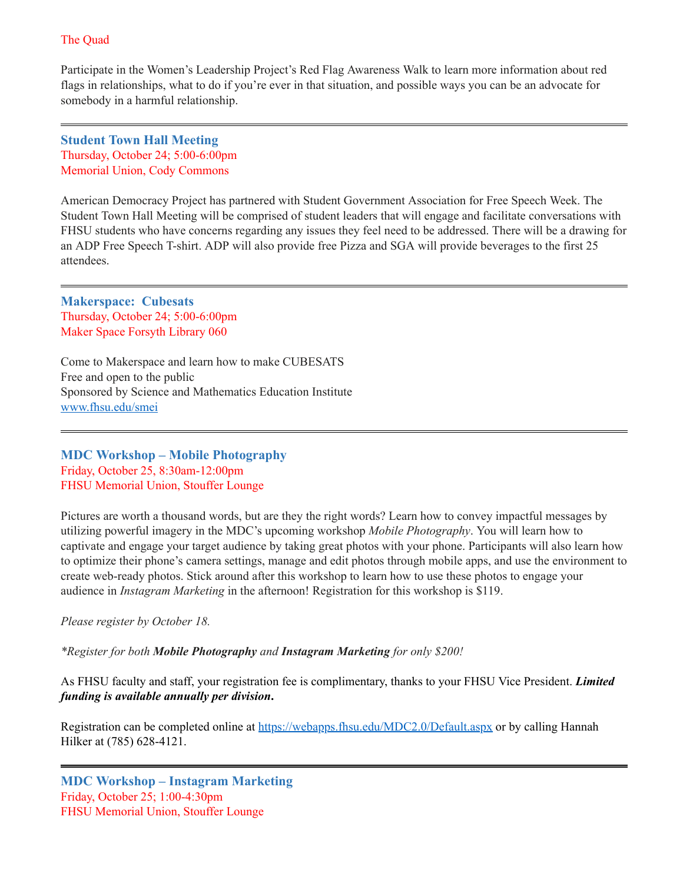The Quad

Participate in the Women's Leadership Project's Red Flag Awareness Walk to learn more information about red flags in relationships, what to do if you're ever in that situation, and possible ways you can be an advocate for somebody in a harmful relationship.

---

### Student Town Hall Meeting

Thursday, October 24; 5:00-6:00pm
Memorial Union, Cody Commons

American Democracy Project has partnered with Student Government Association for Free Speech Week. The Student Town Hall Meeting will be comprised of student leaders that will engage and facilitate conversations with FHSU students who have concerns regarding any issues they feel need to be addressed. There will be a drawing for an ADP Free Speech T-shirt. ADP will also provide free Pizza and SGA will provide beverages to the first 25 attendees.

---

### Makerspace: Cubesats

Thursday, October 24; 5:00-6:00pm
Maker Space Forsyth Library 060

Come to Makerspace and learn how to make CUBESATS
Free and open to the public
Sponsored by Science and Mathematics Education Institute
www.fhsu.edu/smei

---

### MDC Workshop – Mobile Photography

Friday, October 25, 8:30am-12:00pm
FHSU Memorial Union, Stouffer Lounge

Pictures are worth a thousand words, but are they the right words? Learn how to convey impactful messages by utilizing powerful imagery in the MDC's upcoming workshop *Mobile Photography*. You will learn how to captivate and engage your target audience by taking great photos with your phone. Participants will also learn how to optimize their phone's camera settings, manage and edit photos through mobile apps, and use the environment to create web-ready photos. Stick around after this workshop to learn how to use these photos to engage your audience in *Instagram Marketing* in the afternoon! Registration for this workshop is $119.

*Please register by October 18.*

*\*Register for both **Mobile Photography** and **Instagram Marketing** for only $200!*

As FHSU faculty and staff, your registration fee is complimentary, thanks to your FHSU Vice President. ***Limited funding is available annually per division.***

Registration can be completed online at https://webapps.fhsu.edu/MDC2.0/Default.aspx or by calling Hannah Hilker at (785) 628-4121.

---

### MDC Workshop – Instagram Marketing

Friday, October 25; 1:00-4:30pm
FHSU Memorial Union, Stouffer Lounge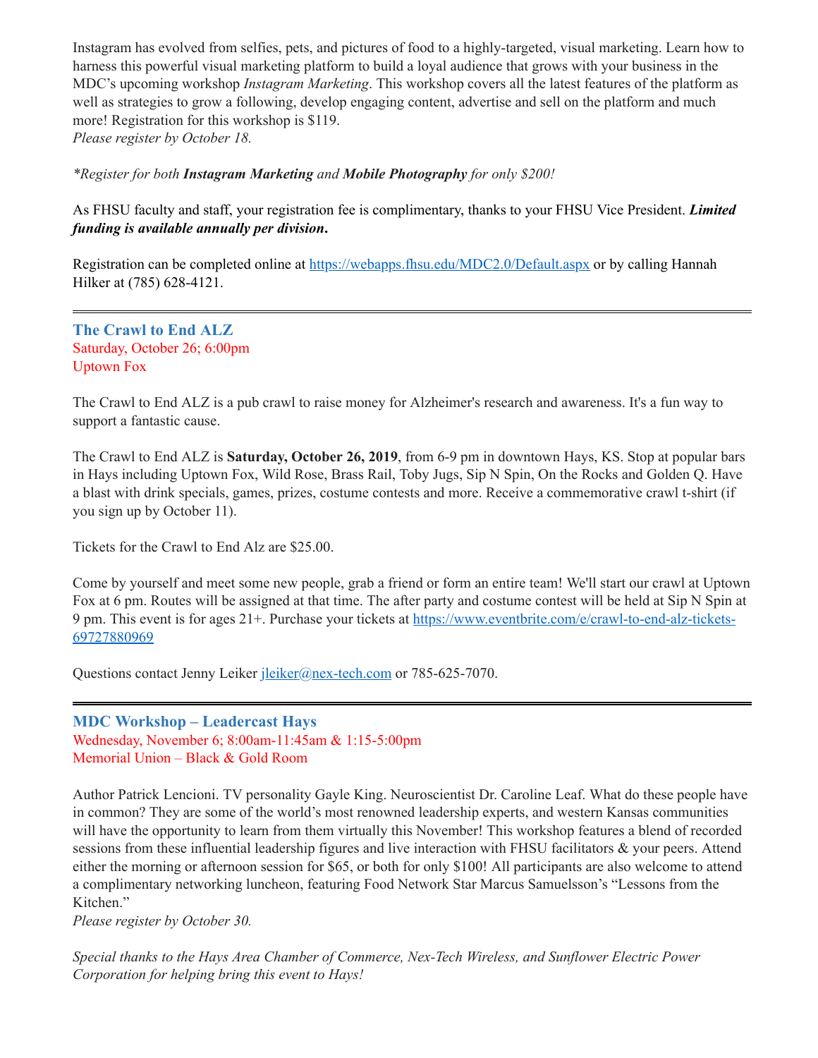Instagram has evolved from selfies, pets, and pictures of food to a highly-targeted, visual marketing. Learn how to harness this powerful visual marketing platform to build a loyal audience that grows with your business in the MDC's upcoming workshop *Instagram Marketing*. This workshop covers all the latest features of the platform as well as strategies to grow a following, develop engaging content, advertise and sell on the platform and much more! Registration for this workshop is $119.
*Please register by October 18.*

**\*Register for both Instagram Marketing and Mobile Photography for only $200!*** 

As FHSU faculty and staff, your registration fee is complimentary, thanks to your FHSU Vice President. ***Limited funding is available annually per division*.**

Registration can be completed online at https://webapps.fhsu.edu/MDC2.0/Default.aspx or by calling Hannah Hilker at (785) 628-4121.

---

### The Crawl to End ALZ
Saturday, October 26; 6:00pm
Uptown Fox

The Crawl to End ALZ is a pub crawl to raise money for Alzheimer's research and awareness. It's a fun way to support a fantastic cause.

The Crawl to End ALZ is **Saturday, October 26, 2019**, from 6-9 pm in downtown Hays, KS. Stop at popular bars in Hays including Uptown Fox, Wild Rose, Brass Rail, Toby Jugs, Sip N Spin, On the Rocks and Golden Q. Have a blast with drink specials, games, prizes, costume contests and more. Receive a commemorative crawl t-shirt (if you sign up by October 11).

Tickets for the Crawl to End Alz are $25.00.

Come by yourself and meet some new people, grab a friend or form an entire team! We'll start our crawl at Uptown Fox at 6 pm. Routes will be assigned at that time. The after party and costume contest will be held at Sip N Spin at 9 pm. This event is for ages 21+. Purchase your tickets at https://www.eventbrite.com/e/crawl-to-end-alz-tickets-69727880969

Questions contact Jenny Leiker jleiker@nex-tech.com or 785-625-7070.

---

### MDC Workshop – Leadercast Hays
Wednesday, November 6; 8:00am-11:45am & 1:15-5:00pm
Memorial Union – Black & Gold Room

Author Patrick Lencioni. TV personality Gayle King. Neuroscientist Dr. Caroline Leaf. What do these people have in common? They are some of the world's most renowned leadership experts, and western Kansas communities will have the opportunity to learn from them virtually this November! This workshop features a blend of recorded sessions from these influential leadership figures and live interaction with FHSU facilitators & your peers. Attend either the morning or afternoon session for $65, or both for only $100! All participants are also welcome to attend a complimentary networking luncheon, featuring Food Network Star Marcus Samuelsson's "Lessons from the Kitchen."
*Please register by October 30.*

*Special thanks to the Hays Area Chamber of Commerce, Nex-Tech Wireless, and Sunflower Electric Power Corporation for helping bring this event to Hays!*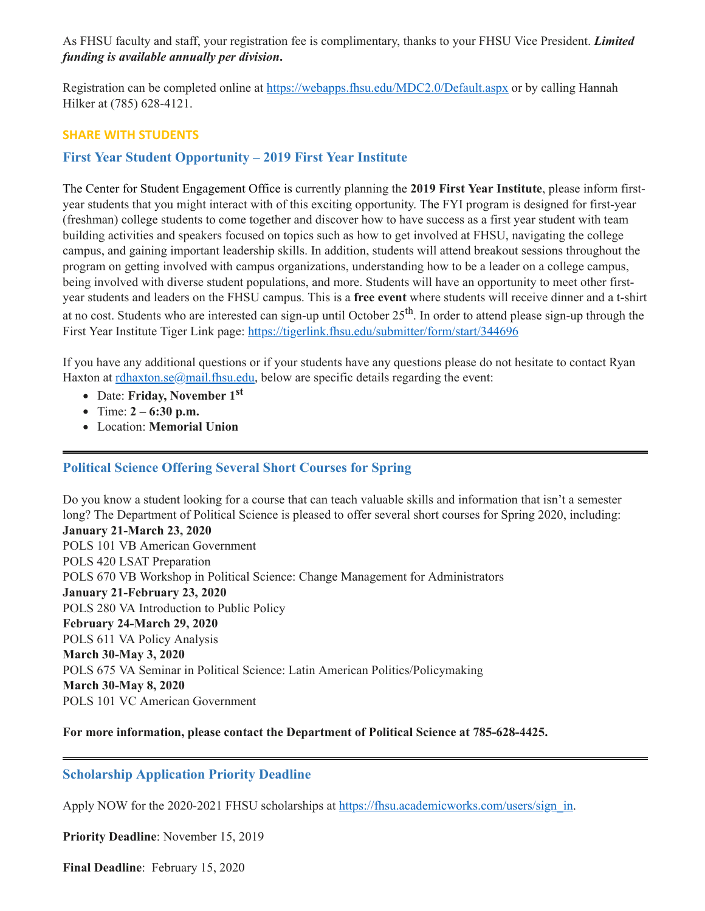As FHSU faculty and staff, your registration fee is complimentary, thanks to your FHSU Vice President. ***Limited funding is available annually per division*.**

Registration can be completed online at https://webapps.fhsu.edu/MDC2.0/Default.aspx or by calling Hannah Hilker at (785) 628-4121.

**SHARE WITH STUDENTS**

### First Year Student Opportunity – 2019 First Year Institute

The Center for Student Engagement Office is currently planning the **2019 First Year Institute**, please inform first-year students that you might interact with of this exciting opportunity. The FYI program is designed for first-year (freshman) college students to come together and discover how to have success as a first year student with team building activities and speakers focused on topics such as how to get involved at FHSU, navigating the college campus, and gaining important leadership skills. In addition, students will attend breakout sessions throughout the program on getting involved with campus organizations, understanding how to be a leader on a college campus, being involved with diverse student populations, and more. Students will have an opportunity to meet other first-year students and leaders on the FHSU campus. This is a **free event** where students will receive dinner and a t-shirt at no cost. Students who are interested can sign-up until October 25th. In order to attend please sign-up through the First Year Institute Tiger Link page: https://tigerlink.fhsu.edu/submitter/form/start/344696

If you have any additional questions or if your students have any questions please do not hesitate to contact Ryan Haxton at rdhaxton.se@mail.fhsu.edu, below are specific details regarding the event:

- Date: **Friday, November 1st**
- Time: **2 – 6:30 p.m.**
- Location: **Memorial Union**

---

### Political Science Offering Several Short Courses for Spring

Do you know a student looking for a course that can teach valuable skills and information that isn't a semester long? The Department of Political Science is pleased to offer several short courses for Spring 2020, including:

**January 21-March 23, 2020**
POLS 101 VB American Government
POLS 420 LSAT Preparation
POLS 670 VB Workshop in Political Science: Change Management for Administrators
**January 21-February 23, 2020**
POLS 280 VA Introduction to Public Policy
**February 24-March 29, 2020**
POLS 611 VA Policy Analysis
**March 30-May 3, 2020**
POLS 675 VA Seminar in Political Science: Latin American Politics/Policymaking
**March 30-May 8, 2020**
POLS 101 VC American Government

**For more information, please contact the Department of Political Science at 785-628-4425.**

---

### Scholarship Application Priority Deadline

Apply NOW for the 2020-2021 FHSU scholarships at https://fhsu.academicworks.com/users/sign_in.

**Priority Deadline**: November 15, 2019

**Final Deadline**: February 15, 2020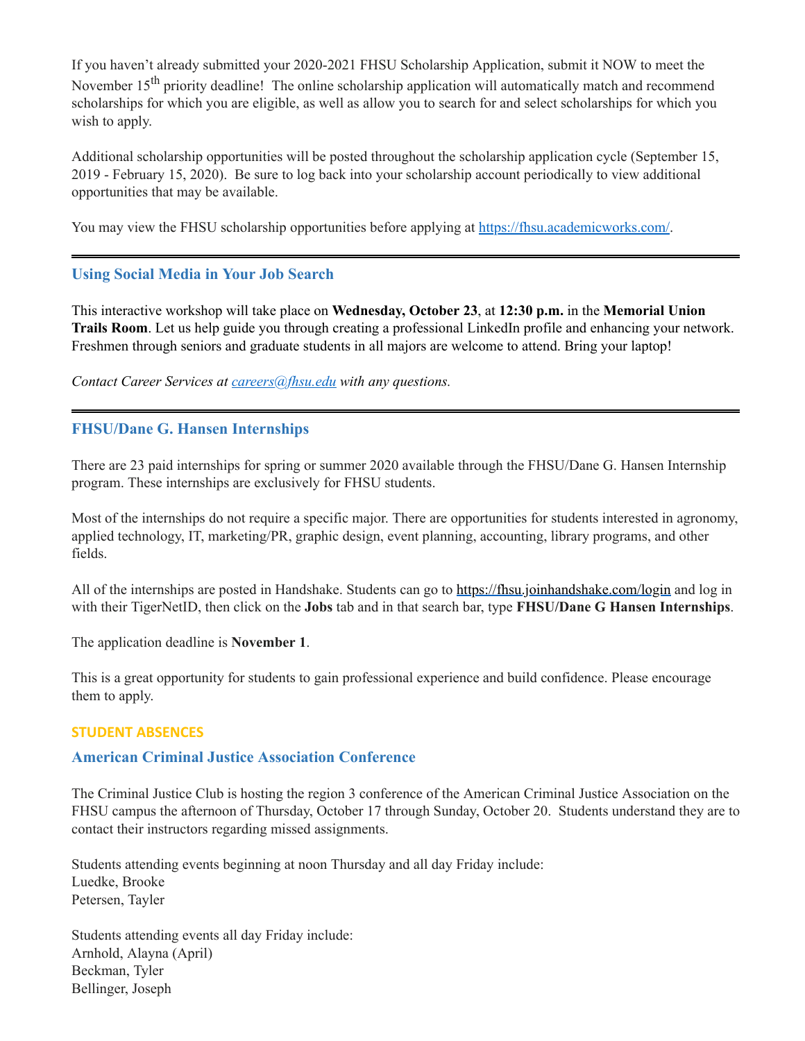If you haven't already submitted your 2020-2021 FHSU Scholarship Application, submit it NOW to meet the November 15th priority deadline! The online scholarship application will automatically match and recommend scholarships for which you are eligible, as well as allow you to search for and select scholarships for which you wish to apply.

Additional scholarship opportunities will be posted throughout the scholarship application cycle (September 15, 2019 - February 15, 2020). Be sure to log back into your scholarship account periodically to view additional opportunities that may be available.

You may view the FHSU scholarship opportunities before applying at [https://fhsu.academicworks.com/](https://fhsu.academicworks.com/).

---

### Using Social Media in Your Job Search

This interactive workshop will take place on **Wednesday, October 23**, at **12:30 p.m.** in the **Memorial Union Trails Room**. Let us help guide you through creating a professional LinkedIn profile and enhancing your network. Freshmen through seniors and graduate students in all majors are welcome to attend. Bring your laptop!

*Contact Career Services at [careers@fhsu.edu](mailto:careers@fhsu.edu) with any questions.*

---

### FHSU/Dane G. Hansen Internships

There are 23 paid internships for spring or summer 2020 available through the FHSU/Dane G. Hansen Internship program. These internships are exclusively for FHSU students.

Most of the internships do not require a specific major. There are opportunities for students interested in agronomy, applied technology, IT, marketing/PR, graphic design, event planning, accounting, library programs, and other fields.

All of the internships are posted in Handshake. Students can go to [https://fhsu.joinhandshake.com/login](https://fhsu.joinhandshake.com/login) and log in with their TigerNetID, then click on the **Jobs** tab and in that search bar, type **FHSU/Dane G Hansen Internships**.

The application deadline is **November 1**.

This is a great opportunity for students to gain professional experience and build confidence. Please encourage them to apply.

## STUDENT ABSENCES

### American Criminal Justice Association Conference

The Criminal Justice Club is hosting the region 3 conference of the American Criminal Justice Association on the FHSU campus the afternoon of Thursday, October 17 through Sunday, October 20. Students understand they are to contact their instructors regarding missed assignments.

Students attending events beginning at noon Thursday and all day Friday include:
Luedke, Brooke
Petersen, Tayler

Students attending events all day Friday include:
Arnhold, Alayna (April)
Beckman, Tyler
Bellinger, Joseph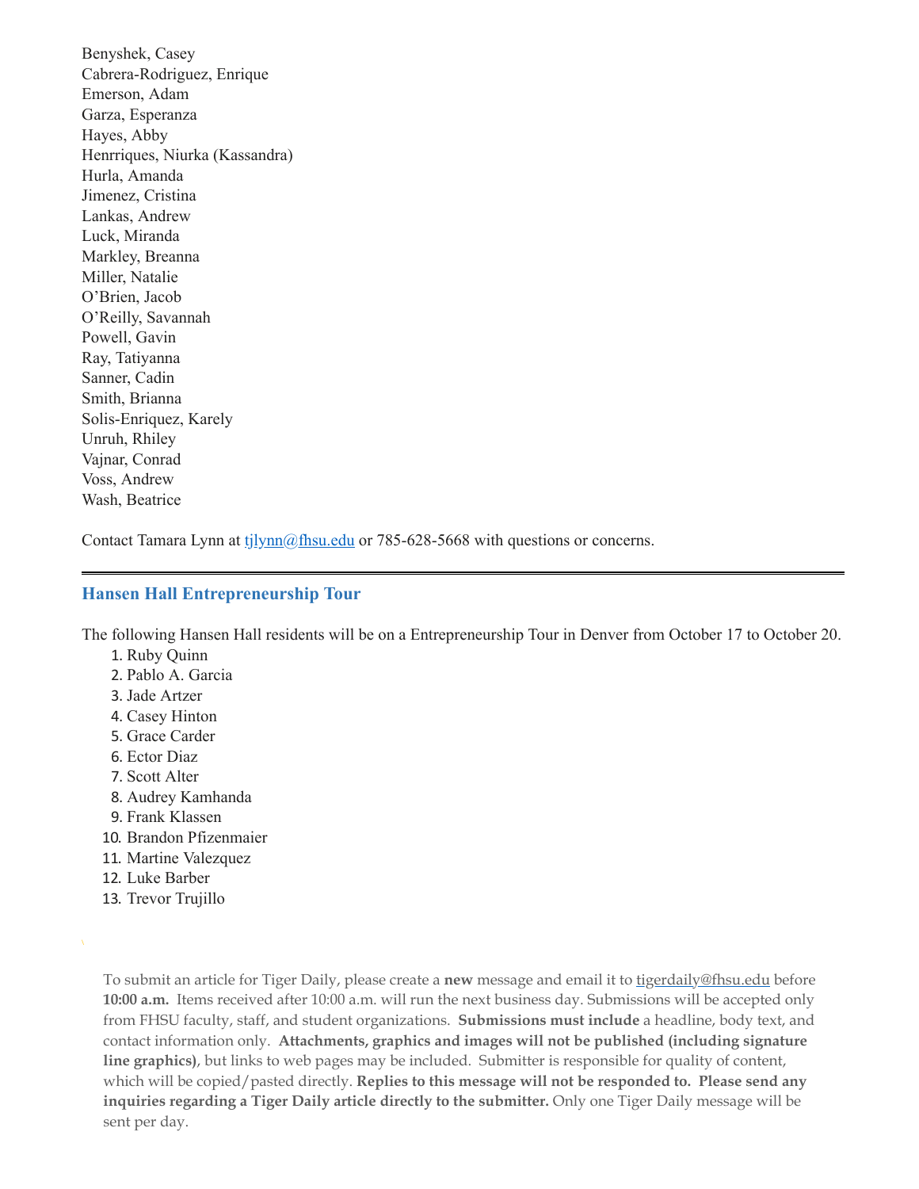Benyshek, Casey
Cabrera-Rodriguez, Enrique
Emerson, Adam
Garza, Esperanza
Hayes, Abby
Henrriques, Niurka (Kassandra)
Hurla, Amanda
Jimenez, Cristina
Lankas, Andrew
Luck, Miranda
Markley, Breanna
Miller, Natalie
O'Brien, Jacob
O'Reilly, Savannah
Powell, Gavin
Ray, Tatiyanna
Sanner, Cadin
Smith, Brianna
Solis-Enriquez, Karely
Unruh, Rhiley
Vajnar, Conrad
Voss, Andrew
Wash, Beatrice

Contact Tamara Lynn at tjlynn@fhsu.edu or 785-628-5668 with questions or concerns.

---

### Hansen Hall Entrepreneurship Tour

The following Hansen Hall residents will be on a Entrepreneurship Tour in Denver from October 17 to October 20.

1. Ruby Quinn
2. Pablo A. Garcia
3. Jade Artzer
4. Casey Hinton
5. Grace Carder
6. Ector Diaz
7. Scott Alter
8. Audrey Kamhanda
9. Frank Klassen
10. Brandon Pfizenmaier
11. Martine Valezquez
12. Luke Barber
13. Trevor Trujillo

To submit an article for Tiger Daily, please create a **new** message and email it to tigerdaily@fhsu.edu before **10:00 a.m.** Items received after 10:00 a.m. will run the next business day. Submissions will be accepted only from FHSU faculty, staff, and student organizations. **Submissions must include** a headline, body text, and contact information only. **Attachments, graphics and images will not be published (including signature line graphics)**, but links to web pages may be included. Submitter is responsible for quality of content, which will be copied/pasted directly. **Replies to this message will not be responded to. Please send any inquiries regarding a Tiger Daily article directly to the submitter.** Only one Tiger Daily message will be sent per day.